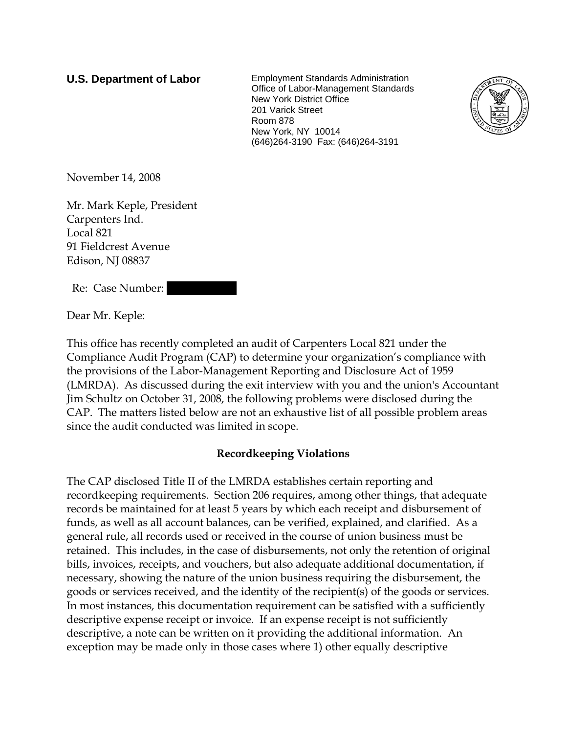**U.S. Department of Labor**

Employment Standards Administration
Office of Labor-Management Standards
New York District Office
201 Varick Street
Room 878
New York, NY 10014
(646)264-3190 Fax: (646)264-3191

November 14, 2008

Mr. Mark Keple, President
Carpenters Ind.
Local 821
91 Fieldcrest Avenue
Edison, NJ 08837

Re: Case Number: [REDACTED]

Dear Mr. Keple:

This office has recently completed an audit of Carpenters Local 821 under the Compliance Audit Program (CAP) to determine your organization's compliance with the provisions of the Labor-Management Reporting and Disclosure Act of 1959 (LMRDA). As discussed during the exit interview with you and the union's Accountant Jim Schultz on October 31, 2008, the following problems were disclosed during the CAP. The matters listed below are not an exhaustive list of all possible problem areas since the audit conducted was limited in scope.

**Recordkeeping Violations**

The CAP disclosed Title II of the LMRDA establishes certain reporting and recordkeeping requirements. Section 206 requires, among other things, that adequate records be maintained for at least 5 years by which each receipt and disbursement of funds, as well as all account balances, can be verified, explained, and clarified. As a general rule, all records used or received in the course of union business must be retained. This includes, in the case of disbursements, not only the retention of original bills, invoices, receipts, and vouchers, but also adequate additional documentation, if necessary, showing the nature of the union business requiring the disbursement, the goods or services received, and the identity of the recipient(s) of the goods or services. In most instances, this documentation requirement can be satisfied with a sufficiently descriptive expense receipt or invoice. If an expense receipt is not sufficiently descriptive, a note can be written on it providing the additional information. An exception may be made only in those cases where 1) other equally descriptive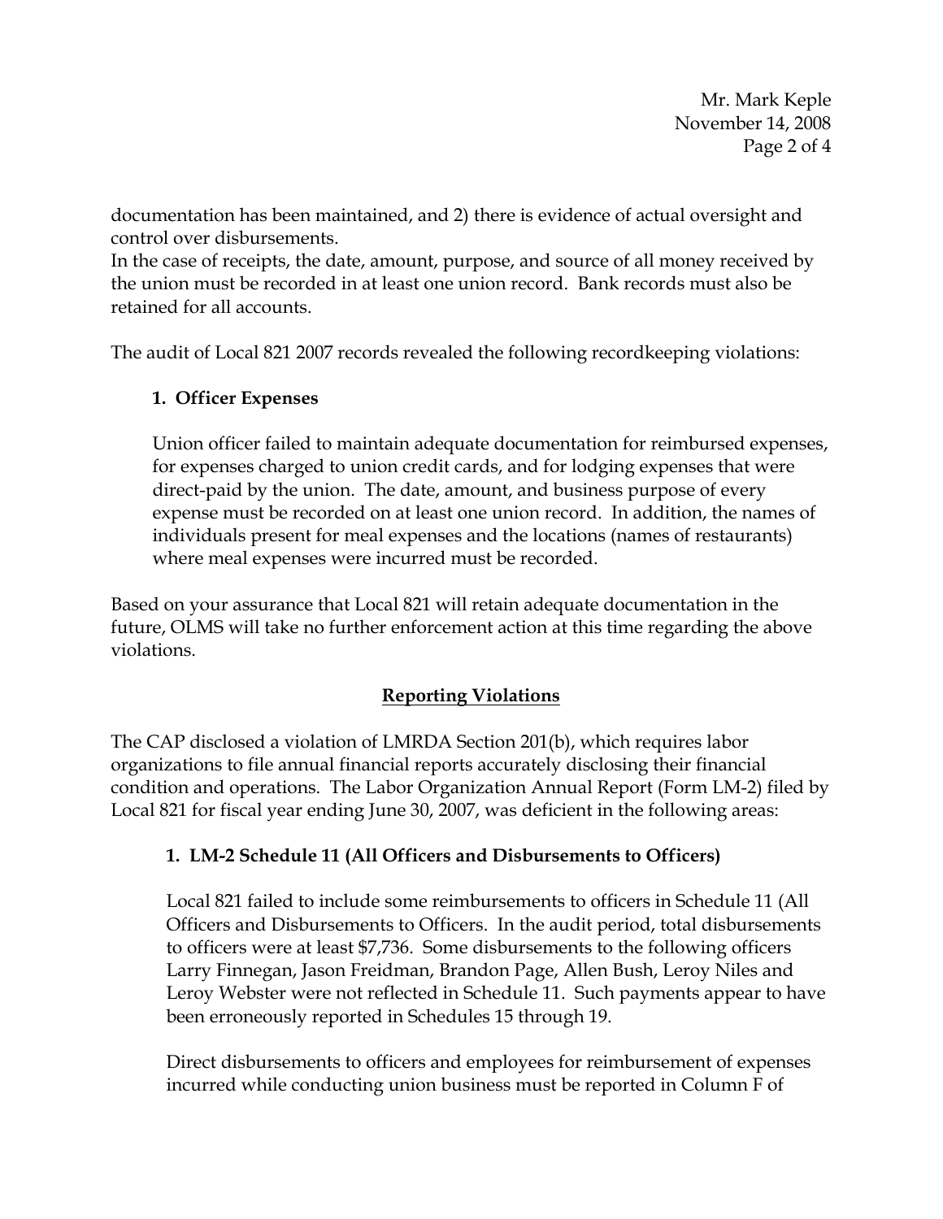documentation has been maintained, and 2) there is evidence of actual oversight and control over disbursements.
In the case of receipts, the date, amount, purpose, and source of all money received by the union must be recorded in at least one union record. Bank records must also be retained for all accounts.

The audit of Local 821 2007 records revealed the following recordkeeping violations:

**1. Officer Expenses**

Union officer failed to maintain adequate documentation for reimbursed expenses, for expenses charged to union credit cards, and for lodging expenses that were direct-paid by the union. The date, amount, and business purpose of every expense must be recorded on at least one union record. In addition, the names of individuals present for meal expenses and the locations (names of restaurants) where meal expenses were incurred must be recorded.

Based on your assurance that Local 821 will retain adequate documentation in the future, OLMS will take no further enforcement action at this time regarding the above violations.

## Reporting Violations

The CAP disclosed a violation of LMRDA Section 201(b), which requires labor organizations to file annual financial reports accurately disclosing their financial condition and operations. The Labor Organization Annual Report (Form LM-2) filed by Local 821 for fiscal year ending June 30, 2007, was deficient in the following areas:

**1. LM-2 Schedule 11 (All Officers and Disbursements to Officers)**

Local 821 failed to include some reimbursements to officers in Schedule 11 (All Officers and Disbursements to Officers. In the audit period, total disbursements to officers were at least $7,736. Some disbursements to the following officers Larry Finnegan, Jason Freidman, Brandon Page, Allen Bush, Leroy Niles and Leroy Webster were not reflected in Schedule 11. Such payments appear to have been erroneously reported in Schedules 15 through 19.

Direct disbursements to officers and employees for reimbursement of expenses incurred while conducting union business must be reported in Column F of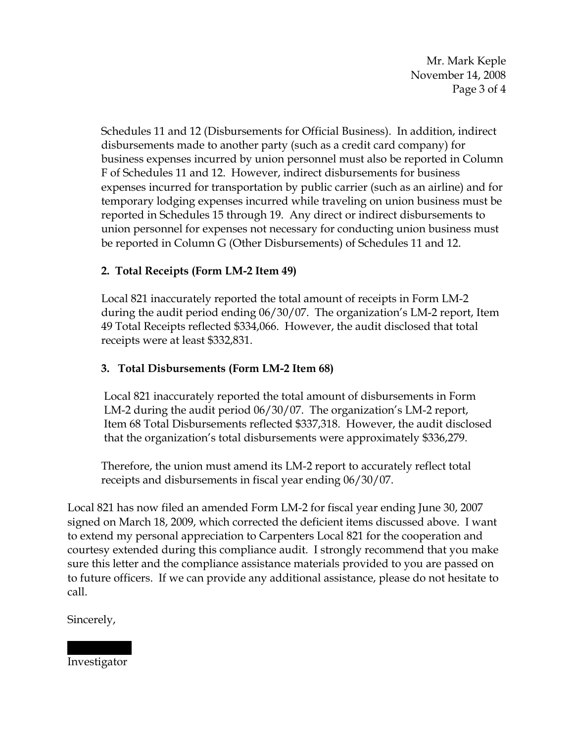Schedules 11 and 12 (Disbursements for Official Business). In addition, indirect disbursements made to another party (such as a credit card company) for business expenses incurred by union personnel must also be reported in Column F of Schedules 11 and 12. However, indirect disbursements for business expenses incurred for transportation by public carrier (such as an airline) and for temporary lodging expenses incurred while traveling on union business must be reported in Schedules 15 through 19. Any direct or indirect disbursements to union personnel for expenses not necessary for conducting union business must be reported in Column G (Other Disbursements) of Schedules 11 and 12.

**2. Total Receipts (Form LM-2 Item 49)**

Local 821 inaccurately reported the total amount of receipts in Form LM-2 during the audit period ending 06/30/07. The organization's LM-2 report, Item 49 Total Receipts reflected $334,066. However, the audit disclosed that total receipts were at least $332,831.

**3. Total Disbursements (Form LM-2 Item 68)**

Local 821 inaccurately reported the total amount of disbursements in Form LM-2 during the audit period 06/30/07. The organization's LM-2 report, Item 68 Total Disbursements reflected $337,318. However, the audit disclosed that the organization's total disbursements were approximately $336,279.

Therefore, the union must amend its LM-2 report to accurately reflect total receipts and disbursements in fiscal year ending 06/30/07.

Local 821 has now filed an amended Form LM-2 for fiscal year ending June 30, 2007 signed on March 18, 2009, which corrected the deficient items discussed above. I want to extend my personal appreciation to Carpenters Local 821 for the cooperation and courtesy extended during this compliance audit. I strongly recommend that you make sure this letter and the compliance assistance materials provided to you are passed on to future officers. If we can provide any additional assistance, please do not hesitate to call.

Sincerely,

Investigator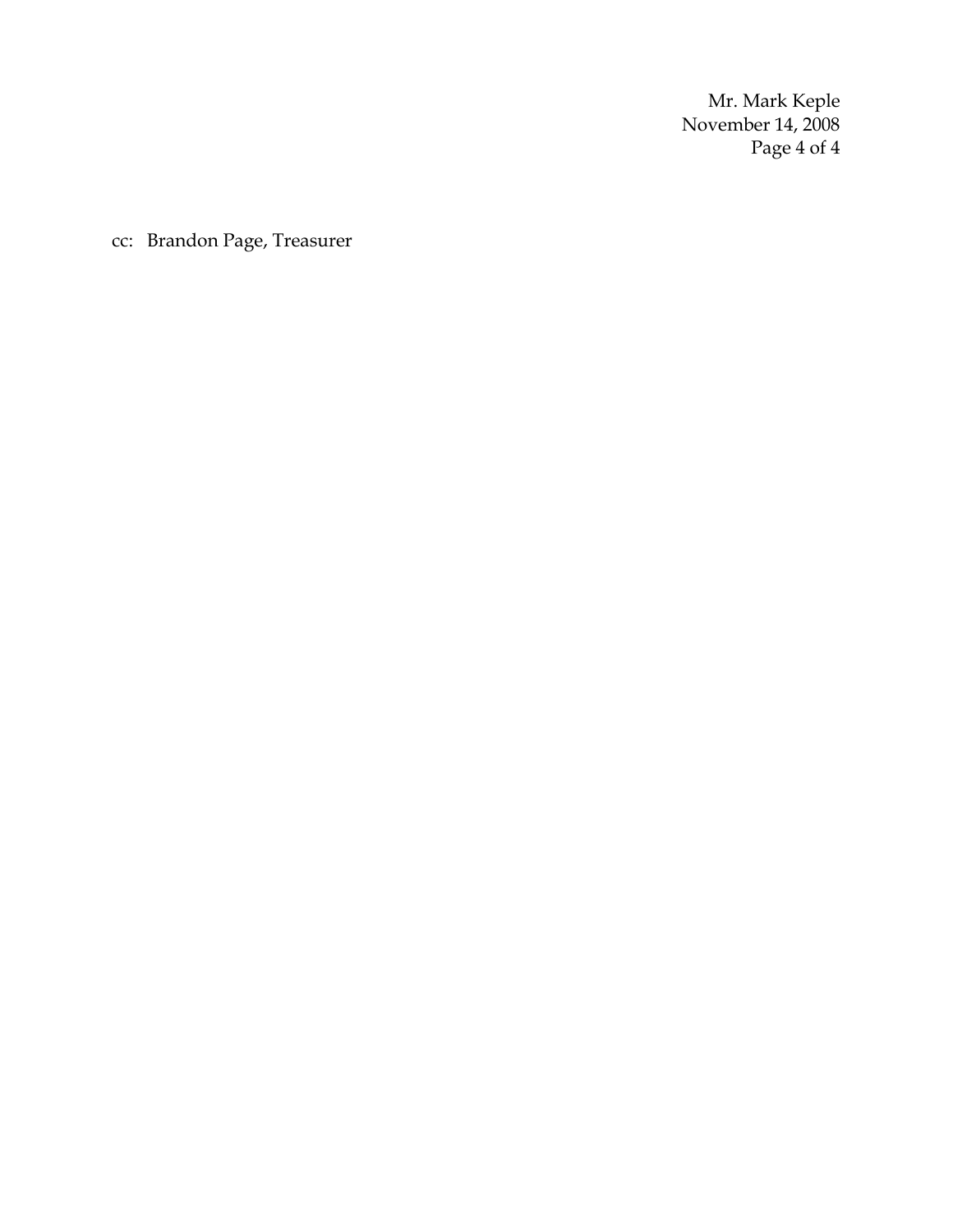cc: Brandon Page, Treasurer